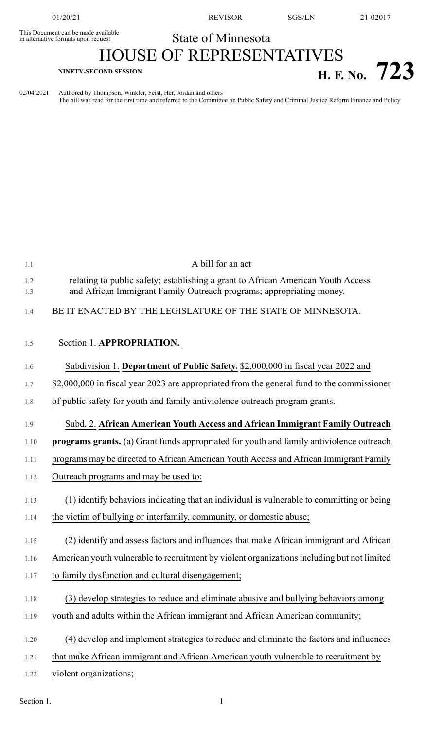This Document can be made available in alternative formats upon request

State of Minnesota

# HOUSE OF REPRESENTATIVES

**NINETY-SECOND SESSION**

# H. F. No. 723

02/04/2021 Authored by Thompson, Winkler, Feist, Her, Jordan and others

The bill was read for the first time and referred to the Committee on Public Safety and Criminal Justice Reform Finance and Policy

A bill for an act

relating to public safety; establishing a grant to African American Youth Access and African Immigrant Family Outreach programs; appropriating money.

BE IT ENACTED BY THE LEGISLATURE OF THE STATE OF MINNESOTA:

Section 1. **APPROPRIATION.**

Subdivision 1. **Department of Public Safety.** $2,000,000 in fiscal year 2022 and $2,000,000 in fiscal year 2023 are appropriated from the general fund to the commissioner of public safety for youth and family antiviolence outreach program grants.

Subd. 2. **African American Youth Access and African Immigrant Family Outreach programs grants.** (a) Grant funds appropriated for youth and family antiviolence outreach programs may be directed to African American Youth Access and African Immigrant Family Outreach programs and may be used to:

(1) identify behaviors indicating that an individual is vulnerable to committing or being the victim of bullying or interfamily, community, or domestic abuse;

(2) identify and assess factors and influences that make African immigrant and African American youth vulnerable to recruitment by violent organizations including but not limited to family dysfunction and cultural disengagement;

(3) develop strategies to reduce and eliminate abusive and bullying behaviors among youth and adults within the African immigrant and African American community;

(4) develop and implement strategies to reduce and eliminate the factors and influences that make African immigrant and African American youth vulnerable to recruitment by violent organizations;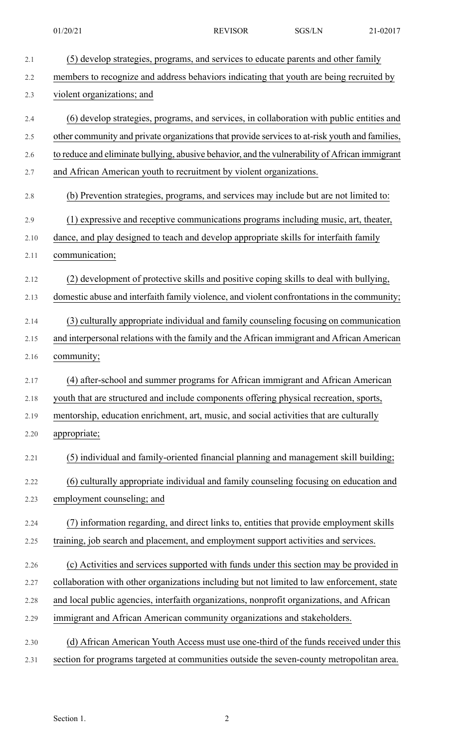(5) develop strategies, programs, and services to educate parents and other family members to recognize and address behaviors indicating that youth are being recruited by violent organizations; and

(6) develop strategies, programs, and services, in collaboration with public entities and other community and private organizations that provide services to at-risk youth and families, to reduce and eliminate bullying, abusive behavior, and the vulnerability of African immigrant and African American youth to recruitment by violent organizations.

(b) Prevention strategies, programs, and services may include but are not limited to:

(1) expressive and receptive communications programs including music, art, theater, dance, and play designed to teach and develop appropriate skills for interfaith family communication;

(2) development of protective skills and positive coping skills to deal with bullying, domestic abuse and interfaith family violence, and violent confrontations in the community;

(3) culturally appropriate individual and family counseling focusing on communication and interpersonal relations with the family and the African immigrant and African American community;

(4) after-school and summer programs for African immigrant and African American youth that are structured and include components offering physical recreation, sports, mentorship, education enrichment, art, music, and social activities that are culturally appropriate;

(5) individual and family-oriented financial planning and management skill building;

(6) culturally appropriate individual and family counseling focusing on education and employment counseling; and

(7) information regarding, and direct links to, entities that provide employment skills training, job search and placement, and employment support activities and services.

(c) Activities and services supported with funds under this section may be provided in collaboration with other organizations including but not limited to law enforcement, state and local public agencies, interfaith organizations, nonprofit organizations, and African immigrant and African American community organizations and stakeholders.

(d) African American Youth Access must use one-third of the funds received under this section for programs targeted at communities outside the seven-county metropolitan area.